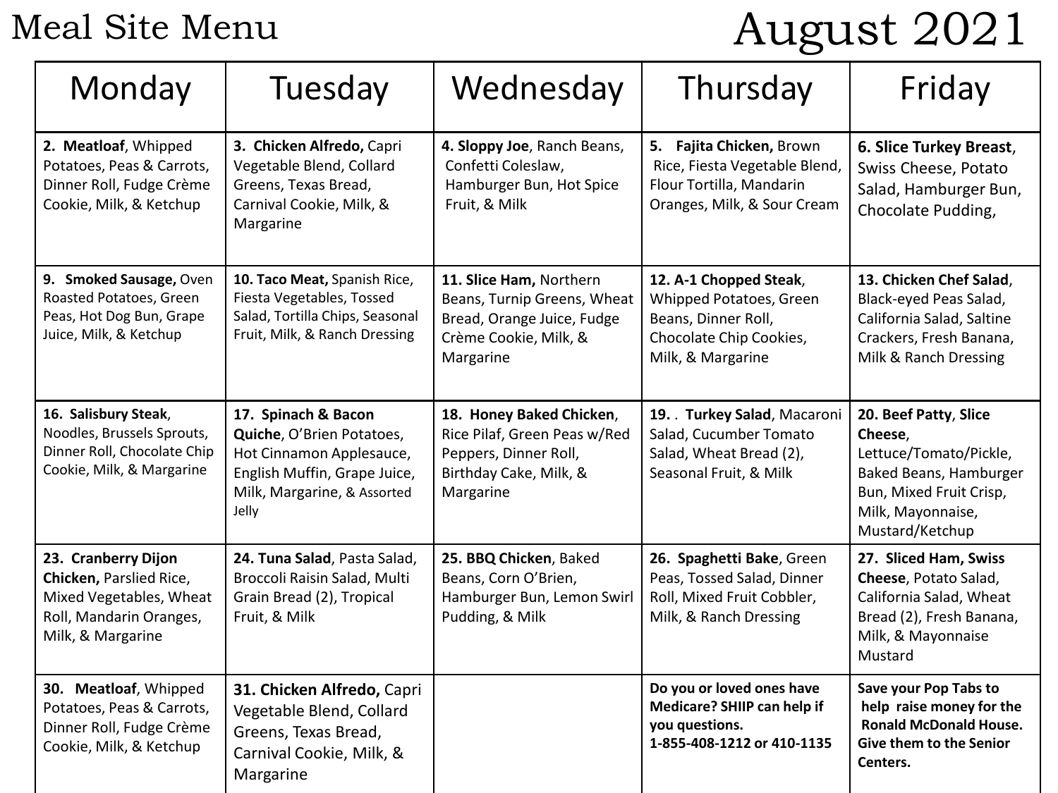# Meal Site Menu

# August 2021

| Monday | Tuesday | Wednesday | Thursday | Friday |
|---|---|---|---|---|
| **2. Meatloaf**, Whipped Potatoes, Peas & Carrots, Dinner Roll, Fudge Crème Cookie, Milk, & Ketchup | **3. Chicken Alfredo,** Capri Vegetable Blend, Collard Greens, Texas Bread, Carnival Cookie, Milk, & Margarine | **4. Sloppy Joe**, Ranch Beans, Confetti Coleslaw, Hamburger Bun, Hot Spice Fruit, & Milk | **5. Fajita Chicken,** Brown Rice, Fiesta Vegetable Blend, Flour Tortilla, Mandarin Oranges, Milk, & Sour Cream | **6. Slice Turkey Breast**, Swiss Cheese, Potato Salad, Hamburger Bun, Chocolate Pudding, |
| **9. Smoked Sausage,** Oven Roasted Potatoes, Green Peas, Hot Dog Bun, Grape Juice, Milk, & Ketchup | **10. Taco Meat,** Spanish Rice, Fiesta Vegetables, Tossed Salad, Tortilla Chips, Seasonal Fruit, Milk, & Ranch Dressing | **11. Slice Ham,** Northern Beans, Turnip Greens, Wheat Bread, Orange Juice, Fudge Crème Cookie, Milk, & Margarine | **12. A-1 Chopped Steak**, Whipped Potatoes, Green Beans, Dinner Roll, Chocolate Chip Cookies, Milk, & Margarine | **13. Chicken Chef Salad**, Black-eyed Peas Salad, California Salad, Saltine Crackers, Fresh Banana, Milk & Ranch Dressing |
| **16. Salisbury Steak**, Noodles, Brussels Sprouts, Dinner Roll, Chocolate Chip Cookie, Milk, & Margarine | **17. Spinach & Bacon Quiche**, O'Brien Potatoes, Hot Cinnamon Applesauce, English Muffin, Grape Juice, Milk, Margarine, & Assorted Jelly | **18. Honey Baked Chicken**, Rice Pilaf, Green Peas w/Red Peppers, Dinner Roll, Birthday Cake, Milk, & Margarine | **19. . Turkey Salad**, Macaroni Salad, Cucumber Tomato Salad, Wheat Bread (2), Seasonal Fruit, & Milk | **20. Beef Patty**, **Slice Cheese**, Lettuce/Tomato/Pickle, Baked Beans, Hamburger Bun, Mixed Fruit Crisp, Milk, Mayonnaise, Mustard/Ketchup |
| **23. Cranberry Dijon Chicken,** Parslied Rice, Mixed Vegetables, Wheat Roll, Mandarin Oranges, Milk, & Margarine | **24. Tuna Salad**, Pasta Salad, Broccoli Raisin Salad, Multi Grain Bread (2), Tropical Fruit, & Milk | **25. BBQ Chicken**, Baked Beans, Corn O'Brien, Hamburger Bun, Lemon Swirl Pudding, & Milk | **26. Spaghetti Bake**, Green Peas, Tossed Salad, Dinner Roll, Mixed Fruit Cobbler, Milk, & Ranch Dressing | **27. Sliced Ham, Swiss Cheese**, Potato Salad, California Salad, Wheat Bread (2), Fresh Banana, Milk, & Mayonnaise Mustard |
| **30. Meatloaf**, Whipped Potatoes, Peas & Carrots, Dinner Roll, Fudge Crème Cookie, Milk, & Ketchup | **31. Chicken Alfredo,** Capri Vegetable Blend, Collard Greens, Texas Bread, Carnival Cookie, Milk, & Margarine | | **Do you or loved ones have Medicare? SHIIP can help if you questions. 1-855-408-1212 or 410-1135** | **Save your Pop Tabs to help raise money for the Ronald McDonald House. Give them to the Senior Centers.** |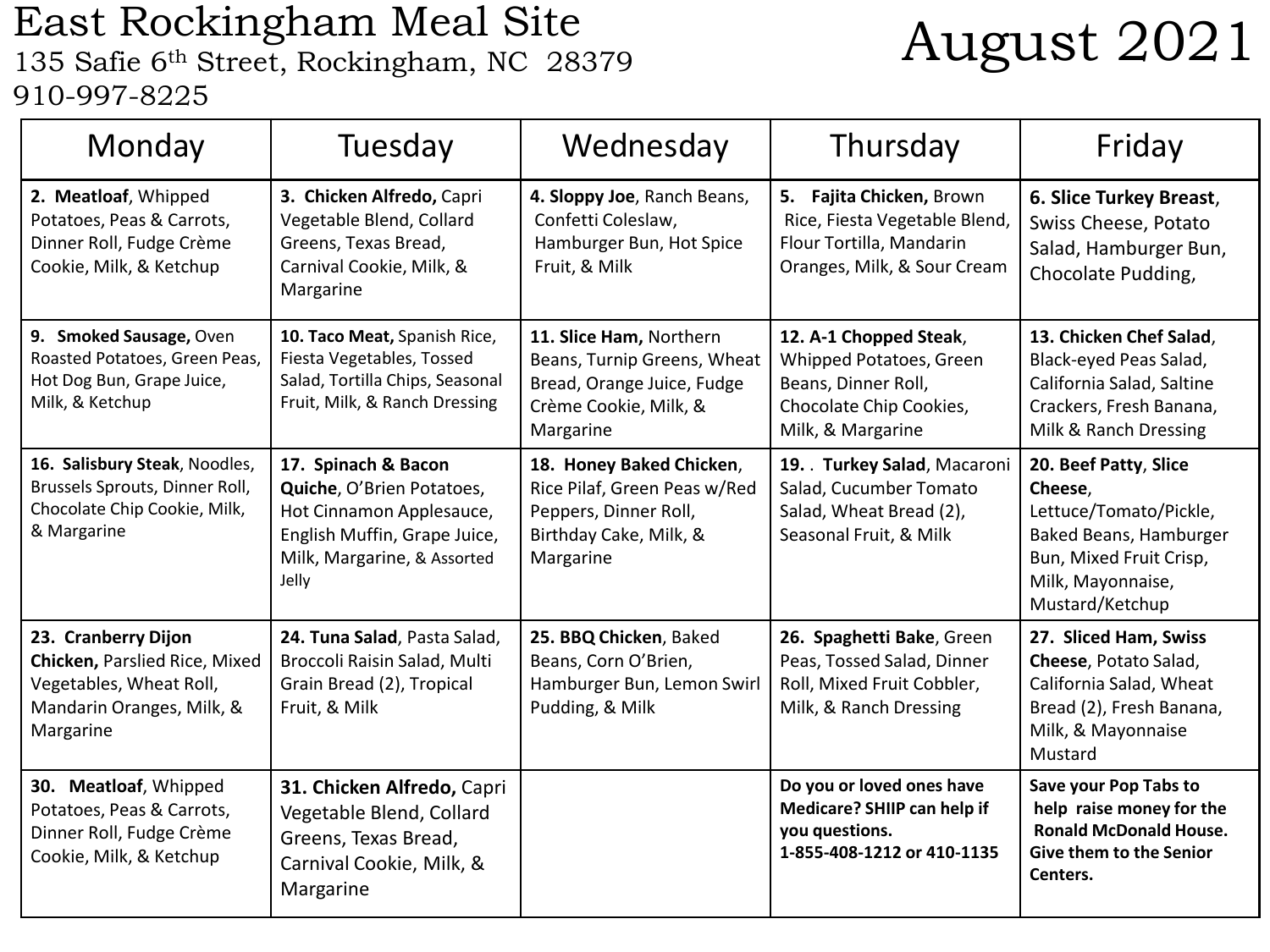# East Rockingham Meal Site

135 Safie 6th Street, Rockingham, NC 28379
910-997-8225

# August 2021

| Monday | Tuesday | Wednesday | Thursday | Friday |
|---|---|---|---|---|
| 2. **Meatloaf**, Whipped Potatoes, Peas & Carrots, Dinner Roll, Fudge Crème Cookie, Milk, & Ketchup | 3. **Chicken Alfredo,** Capri Vegetable Blend, Collard Greens, Texas Bread, Carnival Cookie, Milk, & Margarine | 4. **Sloppy Joe**, Ranch Beans, Confetti Coleslaw, Hamburger Bun, Hot Spice Fruit, & Milk | 5. **Fajita Chicken,** Brown Rice, Fiesta Vegetable Blend, Flour Tortilla, Mandarin Oranges, Milk, & Sour Cream | 6. **Slice Turkey Breast**, Swiss Cheese, Potato Salad, Hamburger Bun, Chocolate Pudding, |
| 9. **Smoked Sausage,** Oven Roasted Potatoes, Green Peas, Hot Dog Bun, Grape Juice, Milk, & Ketchup | 10. **Taco Meat,** Spanish Rice, Fiesta Vegetables, Tossed Salad, Tortilla Chips, Seasonal Fruit, Milk, & Ranch Dressing | 11. **Slice Ham,** Northern Beans, Turnip Greens, Wheat Bread, Orange Juice, Fudge Crème Cookie, Milk, & Margarine | 12. **A-1 Chopped Steak**, Whipped Potatoes, Green Beans, Dinner Roll, Chocolate Chip Cookies, Milk, & Margarine | 13. **Chicken Chef Salad**, Black-eyed Peas Salad, California Salad, Saltine Crackers, Fresh Banana, Milk & Ranch Dressing |
| 16. **Salisbury Steak**, Noodles, Brussels Sprouts, Dinner Roll, Chocolate Chip Cookie, Milk, & Margarine | 17. **Spinach & Bacon Quiche**, O'Brien Potatoes, Hot Cinnamon Applesauce, English Muffin, Grape Juice, Milk, Margarine, & Assorted Jelly | 18. **Honey Baked Chicken**, Rice Pilaf, Green Peas w/Red Peppers, Dinner Roll, Birthday Cake, Milk, & Margarine | 19. . **Turkey Salad**, Macaroni Salad, Cucumber Tomato Salad, Wheat Bread (2), Seasonal Fruit, & Milk | 20. **Beef Patty**, **Slice Cheese**, Lettuce/Tomato/Pickle, Baked Beans, Hamburger Bun, Mixed Fruit Crisp, Milk, Mayonnaise, Mustard/Ketchup |
| 23. **Cranberry Dijon Chicken,** Parslied Rice, Mixed Vegetables, Wheat Roll, Mandarin Oranges, Milk, & Margarine | 24. **Tuna Salad**, Pasta Salad, Broccoli Raisin Salad, Multi Grain Bread (2), Tropical Fruit, & Milk | 25. **BBQ Chicken**, Baked Beans, Corn O'Brien, Hamburger Bun, Lemon Swirl Pudding, & Milk | 26. **Spaghetti Bake**, Green Peas, Tossed Salad, Dinner Roll, Mixed Fruit Cobbler, Milk, & Ranch Dressing | 27. **Sliced Ham, Swiss Cheese**, Potato Salad, California Salad, Wheat Bread (2), Fresh Banana, Milk, & Mayonnaise Mustard |
| 30. **Meatloaf**, Whipped Potatoes, Peas & Carrots, Dinner Roll, Fudge Crème Cookie, Milk, & Ketchup | 31. **Chicken Alfredo,** Capri Vegetable Blend, Collard Greens, Texas Bread, Carnival Cookie, Milk, & Margarine | | **Do you or loved ones have Medicare? SHIIP can help if you questions. 1-855-408-1212 or 410-1135** | **Save your Pop Tabs to help raise money for the Ronald McDonald House. Give them to the Senior Centers.** |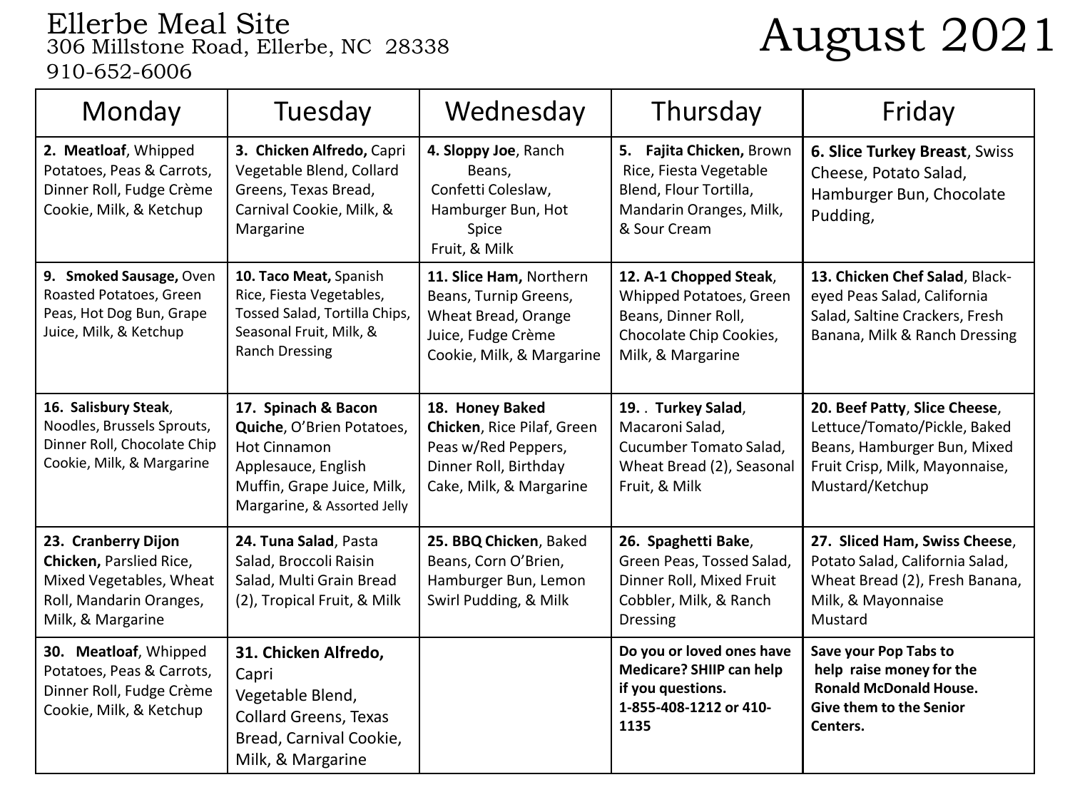Ellerbe Meal Site
306 Millstone Road, Ellerbe, NC 28338
910-652-6006

# August 2021

| Monday | Tuesday | Wednesday | Thursday | Friday |
|---|---|---|---|---|
| **2. Meatloaf**, Whipped Potatoes, Peas & Carrots, Dinner Roll, Fudge Crème Cookie, Milk, & Ketchup | **3. Chicken Alfredo,** Capri Vegetable Blend, Collard Greens, Texas Bread, Carnival Cookie, Milk, & Margarine | **4. Sloppy Joe**, Ranch Beans, Confetti Coleslaw, Hamburger Bun, Hot Spice Fruit, & Milk | **5. Fajita Chicken,** Brown Rice, Fiesta Vegetable Blend, Flour Tortilla, Mandarin Oranges, Milk, & Sour Cream | **6. Slice Turkey Breast**, Swiss Cheese, Potato Salad, Hamburger Bun, Chocolate Pudding, |
| **9. Smoked Sausage,** Oven Roasted Potatoes, Green Peas, Hot Dog Bun, Grape Juice, Milk, & Ketchup | **10. Taco Meat,** Spanish Rice, Fiesta Vegetables, Tossed Salad, Tortilla Chips, Seasonal Fruit, Milk, & Ranch Dressing | **11. Slice Ham,** Northern Beans, Turnip Greens, Wheat Bread, Orange Juice, Fudge Crème Cookie, Milk, & Margarine | **12. A-1 Chopped Steak**, Whipped Potatoes, Green Beans, Dinner Roll, Chocolate Chip Cookies, Milk, & Margarine | **13. Chicken Chef Salad**, Black-eyed Peas Salad, California Salad, Saltine Crackers, Fresh Banana, Milk & Ranch Dressing |
| **16. Salisbury Steak**, Noodles, Brussels Sprouts, Dinner Roll, Chocolate Chip Cookie, Milk, & Margarine | **17. Spinach & Bacon Quiche**, O'Brien Potatoes, Hot Cinnamon Applesauce, English Muffin, Grape Juice, Milk, Margarine, & Assorted Jelly | **18. Honey Baked Chicken**, Rice Pilaf, Green Peas w/Red Peppers, Dinner Roll, Birthday Cake, Milk, & Margarine | **19. . Turkey Salad**, Macaroni Salad, Cucumber Tomato Salad, Wheat Bread (2), Seasonal Fruit, & Milk | **20. Beef Patty**, **Slice Cheese**, Lettuce/Tomato/Pickle, Baked Beans, Hamburger Bun, Mixed Fruit Crisp, Milk, Mayonnaise, Mustard/Ketchup |
| **23. Cranberry Dijon Chicken,** Parslied Rice, Mixed Vegetables, Wheat Roll, Mandarin Oranges, Milk, & Margarine | **24. Tuna Salad**, Pasta Salad, Broccoli Raisin Salad, Multi Grain Bread (2), Tropical Fruit, & Milk | **25. BBQ Chicken**, Baked Beans, Corn O'Brien, Hamburger Bun, Lemon Swirl Pudding, & Milk | **26. Spaghetti Bake**, Green Peas, Tossed Salad, Dinner Roll, Mixed Fruit Cobbler, Milk, & Ranch Dressing | **27. Sliced Ham, Swiss Cheese**, Potato Salad, California Salad, Wheat Bread (2), Fresh Banana, Milk, & Mayonnaise Mustard |
| **30. Meatloaf**, Whipped Potatoes, Peas & Carrots, Dinner Roll, Fudge Crème Cookie, Milk, & Ketchup | **31. Chicken Alfredo,** Capri Vegetable Blend, Collard Greens, Texas Bread, Carnival Cookie, Milk, & Margarine | | **Do you or loved ones have Medicare? SHIIP can help if you questions. 1-855-408-1212 or 410-1135** | **Save your Pop Tabs to help raise money for the Ronald McDonald House. Give them to the Senior Centers.** |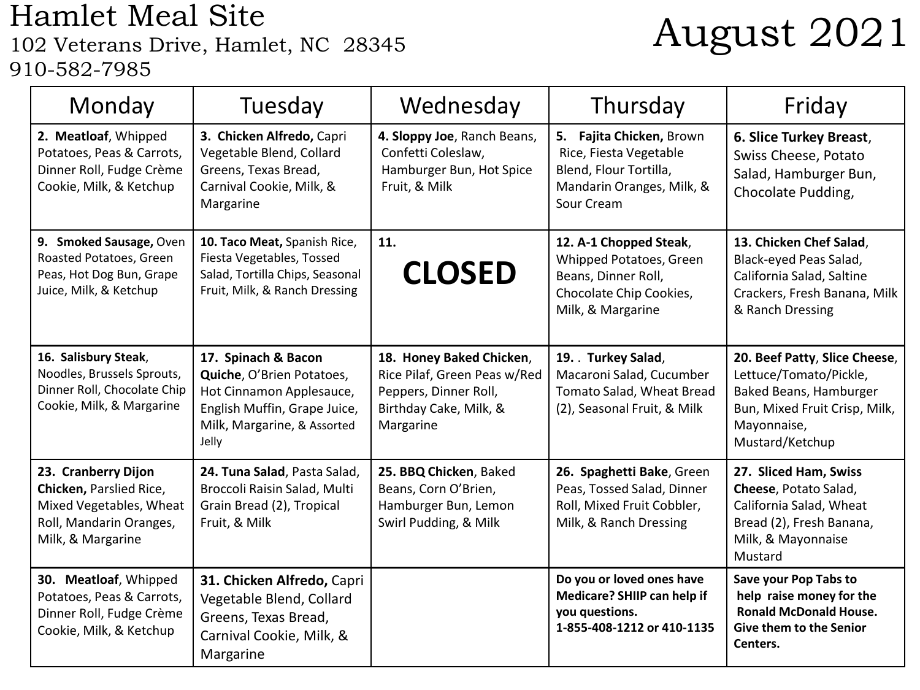# Hamlet Meal Site

102 Veterans Drive, Hamlet, NC 28345

910-582-7985

# August 2021

| Monday | Tuesday | Wednesday | Thursday | Friday |
|---|---|---|---|---|
| **2. Meatloaf**, Whipped Potatoes, Peas & Carrots, Dinner Roll, Fudge Crème Cookie, Milk, & Ketchup | **3. Chicken Alfredo,** Capri Vegetable Blend, Collard Greens, Texas Bread, Carnival Cookie, Milk, & Margarine | **4. Sloppy Joe**, Ranch Beans, Confetti Coleslaw, Hamburger Bun, Hot Spice Fruit, & Milk | **5. Fajita Chicken,** Brown Rice, Fiesta Vegetable Blend, Flour Tortilla, Mandarin Oranges, Milk, & Sour Cream | **6. Slice Turkey Breast**, Swiss Cheese, Potato Salad, Hamburger Bun, Chocolate Pudding, |
| **9. Smoked Sausage,** Oven Roasted Potatoes, Green Peas, Hot Dog Bun, Grape Juice, Milk, & Ketchup | **10. Taco Meat,** Spanish Rice, Fiesta Vegetables, Tossed Salad, Tortilla Chips, Seasonal Fruit, Milk, & Ranch Dressing | **11. CLOSED** | **12. A-1 Chopped Steak**, Whipped Potatoes, Green Beans, Dinner Roll, Chocolate Chip Cookies, Milk, & Margarine | **13. Chicken Chef Salad**, Black-eyed Peas Salad, California Salad, Saltine Crackers, Fresh Banana, Milk & Ranch Dressing |
| **16. Salisbury Steak**, Noodles, Brussels Sprouts, Dinner Roll, Chocolate Chip Cookie, Milk, & Margarine | **17. Spinach & Bacon Quiche**, O'Brien Potatoes, Hot Cinnamon Applesauce, English Muffin, Grape Juice, Milk, Margarine, & Assorted Jelly | **18. Honey Baked Chicken**, Rice Pilaf, Green Peas w/Red Peppers, Dinner Roll, Birthday Cake, Milk, & Margarine | **19. . Turkey Salad**, Macaroni Salad, Cucumber Tomato Salad, Wheat Bread (2), Seasonal Fruit, & Milk | **20. Beef Patty**, **Slice Cheese**, Lettuce/Tomato/Pickle, Baked Beans, Hamburger Bun, Mixed Fruit Crisp, Milk, Mayonnaise, Mustard/Ketchup |
| **23. Cranberry Dijon Chicken,** Parslied Rice, Mixed Vegetables, Wheat Roll, Mandarin Oranges, Milk, & Margarine | **24. Tuna Salad**, Pasta Salad, Broccoli Raisin Salad, Multi Grain Bread (2), Tropical Fruit, & Milk | **25. BBQ Chicken**, Baked Beans, Corn O'Brien, Hamburger Bun, Lemon Swirl Pudding, & Milk | **26. Spaghetti Bake**, Green Peas, Tossed Salad, Dinner Roll, Mixed Fruit Cobbler, Milk, & Ranch Dressing | **27. Sliced Ham, Swiss Cheese**, Potato Salad, California Salad, Wheat Bread (2), Fresh Banana, Milk, & Mayonnaise Mustard |
| **30. Meatloaf**, Whipped Potatoes, Peas & Carrots, Dinner Roll, Fudge Crème Cookie, Milk, & Ketchup | **31. Chicken Alfredo,** Capri Vegetable Blend, Collard Greens, Texas Bread, Carnival Cookie, Milk, & Margarine | | **Do you or loved ones have Medicare? SHIIP can help if you questions. 1-855-408-1212 or 410-1135** | **Save your Pop Tabs to help raise money for the Ronald McDonald House. Give them to the Senior Centers.** |